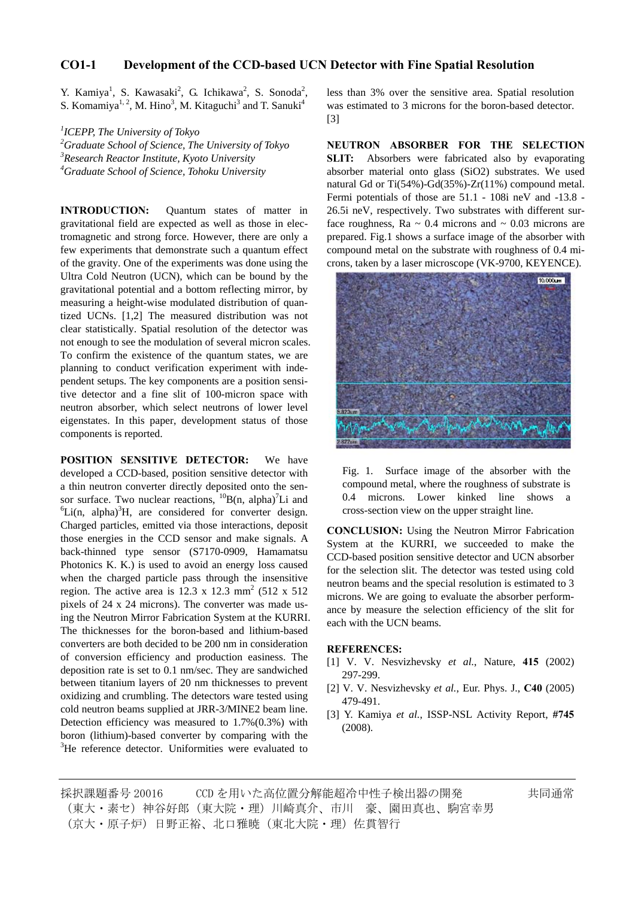## CO1-1 Development of the CCD-based UCN Detector with Fine Spatial Resolution

Y. Kamiya[1], S. Kawasaki[2], G. Ichikawa[2], S. Sonoda[2], S. Komamiya[1, 2], M. Hino[3], M. Kitaguchi[3] and T. Sanuki[4]

[1]*ICEPP, The University of Tokyo*
[2]*Graduate School of Science, The University of Tokyo*
[3]*Research Reactor Institute, Kyoto University*
[4]*Graduate School of Science, Tohoku University*

**INTRODUCTION:** Quantum states of matter in gravitational field are expected as well as those in electromagnetic and strong force. However, there are only a few experiments that demonstrate such a quantum effect of the gravity. One of the experiments was done using the Ultra Cold Neutron (UCN), which can be bound by the gravitational potential and a bottom reflecting mirror, by measuring a height-wise modulated distribution of quantized UCNs. [1,2] The measured distribution was not clear statistically. Spatial resolution of the detector was not enough to see the modulation of several micron scales. To confirm the existence of the quantum states, we are planning to conduct verification experiment with independent setups. The key components are a position sensitive detector and a fine slit of 100-micron space with neutron absorber, which select neutrons of lower level eigenstates. In this paper, development status of those components is reported.

**POSITION SENSITIVE DETECTOR:** We have developed a CCD-based, position sensitive detector with a thin neutron converter directly deposited onto the sensor surface. Two nuclear reactions, $^{10}B(n, alpha)^{7}Li$ and $^{6}Li(n, alpha)^{3}H$, are considered for converter design. Charged particles, emitted via those interactions, deposit those energies in the CCD sensor and make signals. A back-thinned type sensor (S7170-0909, Hamamatsu Photonics K. K.) is used to avoid an energy loss caused when the charged particle pass through the insensitive region. The active area is 12.3 x 12.3 mm$^2$ (512 x 512 pixels of 24 x 24 microns). The converter was made using the Neutron Mirror Fabrication System at the KURRI. The thicknesses for the boron-based and lithium-based converters are both decided to be 200 nm in consideration of conversion efficiency and production easiness. The deposition rate is set to 0.1 nm/sec. They are sandwiched between titanium layers of 20 nm thicknesses to prevent oxidizing and crumbling. The detectors ware tested using cold neutron beams supplied at JRR-3/MINE2 beam line. Detection efficiency was measured to 1.7%(0.3%) with boron (lithium)-based converter by comparing with the $^{3}$He reference detector. Uniformities were evaluated to less than 3% over the sensitive area. Spatial resolution was estimated to 3 microns for the boron-based detector. [3]

**NEUTRON ABSORBER FOR THE SELECTION SLIT:** Absorbers were fabricated also by evaporating absorber material onto glass (SiO2) substrates. We used natural Gd or Ti(54%)-Gd(35%)-Zr(11%) compound metal. Fermi potentials of those are 51.1 - 108i neV and -13.8 - 26.5i neV, respectively. Two substrates with different surface roughness, Ra ~ 0.4 microns and ~ 0.03 microns are prepared. Fig.1 shows a surface image of the absorber with compound metal on the substrate with roughness of 0.4 microns, taken by a laser microscope (VK-9700, KEYENCE).

Fig. 1. Surface image of the absorber with the compound metal, where the roughness of substrate is 0.4 microns. Lower kinked line shows a cross-section view on the upper straight line.

**CONCLUSION:** Using the Neutron Mirror Fabrication System at the KURRI, we succeeded to make the CCD-based position sensitive detector and UCN absorber for the selection slit. The detector was tested using cold neutron beams and the special resolution is estimated to 3 microns. We are going to evaluate the absorber performance by measure the selection efficiency of the slit for each with the UCN beams.

**REFERENCES:**

[1] V. V. Nesvizhevsky *et al.*, Nature, **415** (2002) 297-299.
[2] V. V. Nesvizhevsky *et al.*, Eur. Phys. J., **C40** (2005) 479-491.
[3] Y. Kamiya *et al.*, ISSP-NSL Activity Report, **#745** (2008).

---

採択課題番号 20016　　CCD を用いた高位置分解能超冷中性子検出器の開発　　　　　共同通常
（東大・素セ）神谷好郎（東大院・理）川崎真介、市川　豪、園田真也、駒宮幸男
（京大・原子炉）日野正裕、北口雅暁（東北大院・理）佐貫智行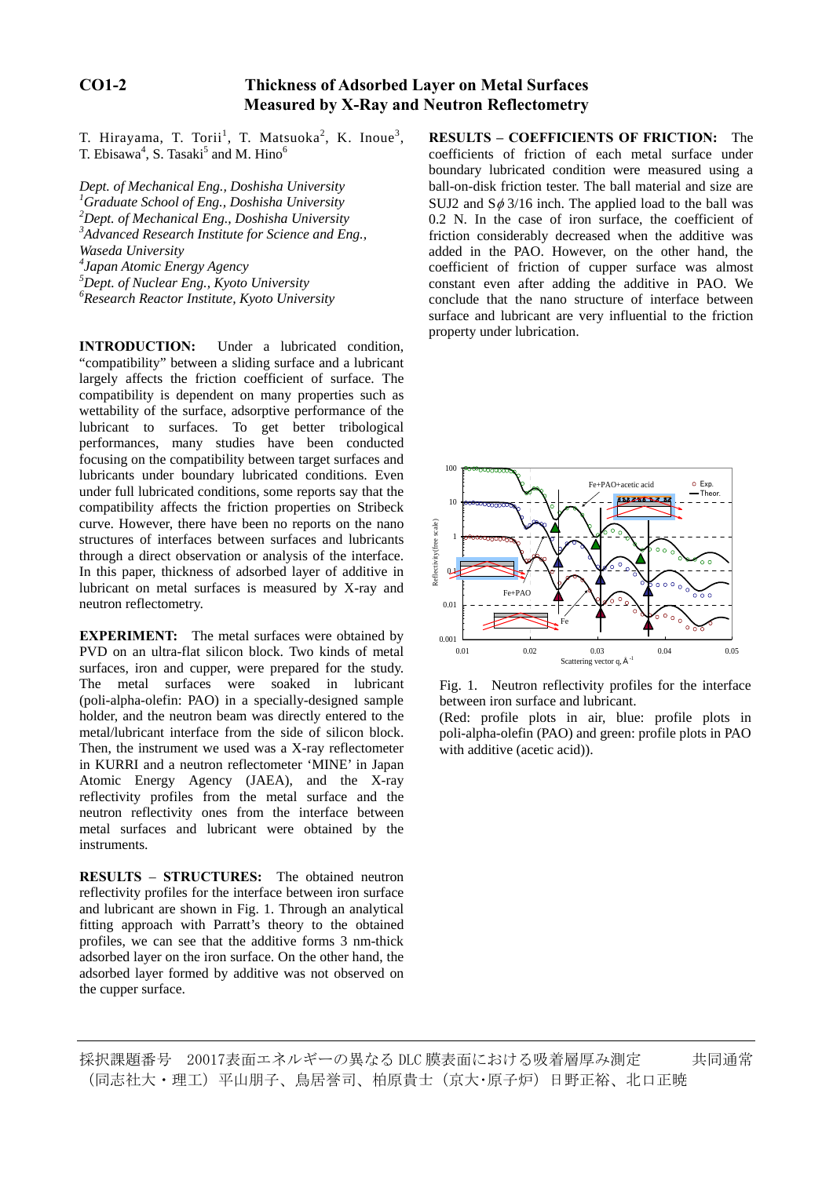## CO1-2 Thickness of Adsorbed Layer on Metal Surfaces Measured by X-Ray and Neutron Reflectometry

T. Hirayama, T. Torii[1], T. Matsuoka[2], K. Inoue[3], T. Ebisawa[4], S. Tasaki[5] and M. Hino[6]

*Dept. of Mechanical Eng., Doshisha University*
*[1]Graduate School of Eng., Doshisha University*
*[2]Dept. of Mechanical Eng., Doshisha University*
*[3]Advanced Research Institute for Science and Eng., Waseda University*
*[4]Japan Atomic Energy Agency*
*[5]Dept. of Nuclear Eng., Kyoto University*
*[6]Research Reactor Institute, Kyoto University*

**INTRODUCTION:** Under a lubricated condition, "compatibility" between a sliding surface and a lubricant largely affects the friction coefficient of surface. The compatibility is dependent on many properties such as wettability of the surface, adsorptive performance of the lubricant to surfaces. To get better tribological performances, many studies have been conducted focusing on the compatibility between target surfaces and lubricants under boundary lubricated conditions. Even under full lubricated conditions, some reports say that the compatibility affects the friction properties on Stribeck curve. However, there have been no reports on the nano structures of interfaces between surfaces and lubricants through a direct observation or analysis of the interface. In this paper, thickness of adsorbed layer of additive in lubricant on metal surfaces is measured by X-ray and neutron reflectometry.

**EXPERIMENT:** The metal surfaces were obtained by PVD on an ultra-flat silicon block. Two kinds of metal surfaces, iron and cupper, were prepared for the study. The metal surfaces were soaked in lubricant (poli-alpha-olefin: PAO) in a specially-designed sample holder, and the neutron beam was directly entered to the metal/lubricant interface from the side of silicon block. Then, the instrument we used was a X-ray reflectometer in KURRI and a neutron reflectometer 'MINE' in Japan Atomic Energy Agency (JAEA), and the X-ray reflectivity profiles from the metal surface and the neutron reflectivity ones from the interface between metal surfaces and lubricant were obtained by the instruments.

**RESULTS – STRUCTURES:** The obtained neutron reflectivity profiles for the interface between iron surface and lubricant are shown in Fig. 1. Through an analytical fitting approach with Parratt's theory to the obtained profiles, we can see that the additive forms 3 nm-thick adsorbed layer on the iron surface. On the other hand, the adsorbed layer formed by additive was not observed on the cupper surface.

**RESULTS – COEFFICIENTS OF FRICTION:** The coefficients of friction of each metal surface under boundary lubricated condition were measured using a ball-on-disk friction tester. The ball material and size are SUJ2 and S$\phi$ 3/16 inch. The applied load to the ball was 0.2 N. In the case of iron surface, the coefficient of friction considerably decreased when the additive was added in the PAO. However, on the other hand, the coefficient of friction of cupper surface was almost constant even after adding the additive in PAO. We conclude that the nano structure of interface between surface and lubricant are very influential to the friction property under lubrication.

Fig. 1. Neutron reflectivity profiles for the interface between iron surface and lubricant.
(Red: profile plots in air, blue: profile plots in poli-alpha-olefin (PAO) and green: profile plots in PAO with additive (acetic acid)).

採択課題番号　20017表面エネルギーの異なるDLC膜表面における吸着層厚み測定　　　共同通常
（同志社大・理工）平山朋子、鳥居誉司、柏原貴士（京大･原子炉）日野正裕、北口正暁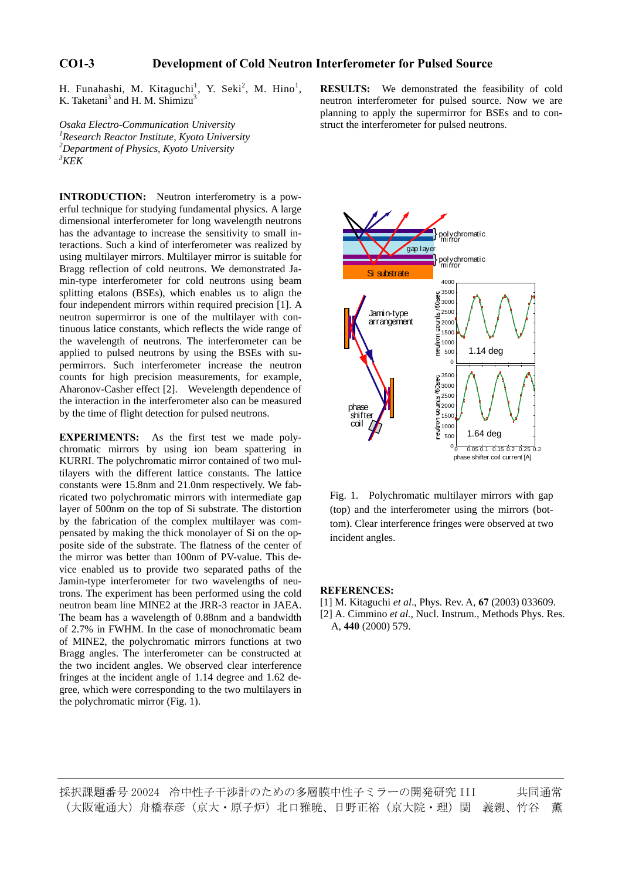## CO1-3 Development of Cold Neutron Interferometer for Pulsed Source

H. Funahashi, M. Kitaguchi[1], Y. Seki[2], M. Hino[1], K. Taketani[3] and H. M. Shimizu[3]

*Osaka Electro-Communication University*
*[1]Research Reactor Institute, Kyoto University*
*[2]Department of Physics, Kyoto University*
*[3]KEK*

**INTRODUCTION:** Neutron interferometry is a powerful technique for studying fundamental physics. A large dimensional interferometer for long wavelength neutrons has the advantage to increase the sensitivity to small interactions. Such a kind of interferometer was realized by using multilayer mirrors. Multilayer mirror is suitable for Bragg reflection of cold neutrons. We demonstrated Jamin-type interferometer for cold neutrons using beam splitting etalons (BSEs), which enables us to align the four independent mirrors within required precision [1]. A neutron supermirror is one of the multilayer with continuous latice constants, which reflects the wide range of the wavelength of neutrons. The interferometer can be applied to pulsed neutrons by using the BSEs with supermirrors. Such interferometer increase the neutron counts for high precision measurements, for example, Aharonov-Casher effect [2]. Wavelength dependence of the interaction in the interferometer also can be measured by the time of flight detection for pulsed neutrons.

**EXPERIMENTS:** As the first test we made polychromatic mirrors by using ion beam spattering in KURRI. The polychromatic mirror contained of two multilayers with the different lattice constants. The lattice constants were 15.8nm and 21.0nm respectively. We fabricated two polychromatic mirrors with intermediate gap layer of 500nm on the top of Si substrate. The distortion by the fabrication of the complex multilayer was compensated by making the thick monolayer of Si on the opposite side of the substrate. The flatness of the center of the mirror was better than 100nm of PV-value. This device enabled us to provide two separated paths of the Jamin-type interferometer for two wavelengths of neutrons. The experiment has been performed using the cold neutron beam line MINE2 at the JRR-3 reactor in JAEA. The beam has a wavelength of 0.88nm and a bandwidth of 2.7% in FWHM. In the case of monochromatic beam of MINE2, the polychromatic mirrors functions at two Bragg angles. The interferometer can be constructed at the two incident angles. We observed clear interference fringes at the incident angle of 1.14 degree and 1.62 degree, which were corresponding to the two multilayers in the polychromatic mirror (Fig. 1).

**RESULTS:** We demonstrated the feasibility of cold neutron interferometer for pulsed source. Now we are planning to apply the supermirror for BSEs and to construct the interferometer for pulsed neutrons.

Fig. 1. Polychromatic multilayer mirrors with gap (top) and the interferometer using the mirrors (bottom). Clear interference fringes were observed at two incident angles.

**REFERENCES:**
[1] M. Kitaguchi *et al*., Phys. Rev. A, **67** (2003) 033609.
[2] A. Cimmino *et al*., Nucl. Instrum., Methods Phys. Res. A, **440** (2000) 579.

採択課題番号 20024 冷中性子干渉計のための多層膜中性子ミラーの開発研究 III 共同通常
（大阪電通大）舟橋春彦（京大・原子炉）北口雅暁、日野正裕（京大院・理）関 義親、竹谷 薫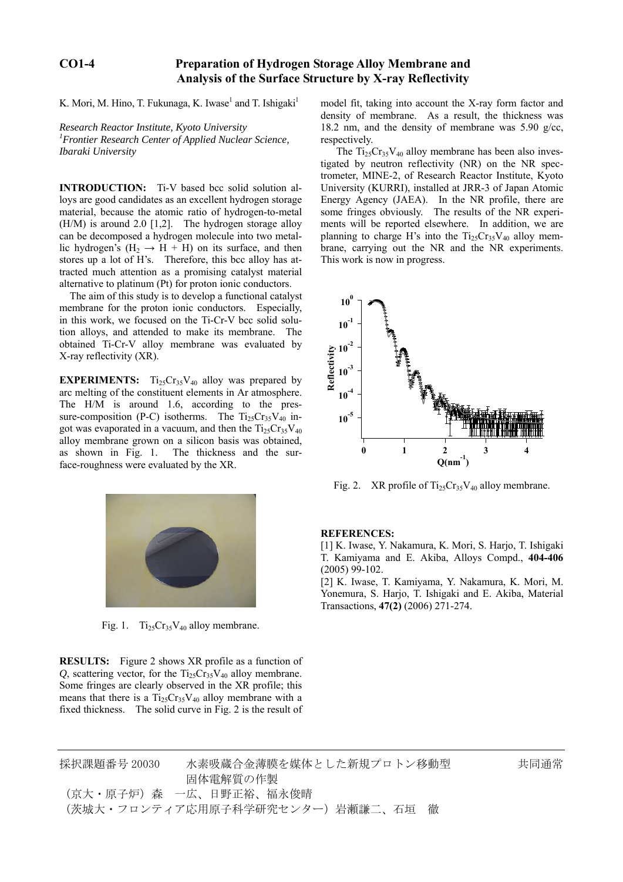# CO1-4 Preparation of Hydrogen Storage Alloy Membrane and Analysis of the Surface Structure by X-ray Reflectivity

K. Mori, M. Hino, T. Fukunaga, K. Iwase[1] and T. Ishigaki[1]

*Research Reactor Institute, Kyoto University*
*[1]Frontier Research Center of Applied Nuclear Science, Ibaraki University*

**INTRODUCTION:** Ti-V based bcc solid solution alloys are good candidates as an excellent hydrogen storage material, because the atomic ratio of hydrogen-to-metal (H/M) is around 2.0 [1,2]. The hydrogen storage alloy can be decomposed a hydrogen molecule into two metallic hydrogen's ($H_2 \rightarrow H + H$) on its surface, and then stores up a lot of H's. Therefore, this bcc alloy has attracted much attention as a promising catalyst material alternative to platinum (Pt) for proton ionic conductors.

The aim of this study is to develop a functional catalyst membrane for the proton ionic conductors. Especially, in this work, we focused on the Ti-Cr-V bcc solid solution alloys, and attended to make its membrane. The obtained Ti-Cr-V alloy membrane was evaluated by X-ray reflectivity (XR).

**EXPERIMENTS:** $Ti_{25}Cr_{35}V_{40}$ alloy was prepared by arc melting of the constituent elements in Ar atmosphere. The H/M is around 1.6, according to the pressure-composition (P-C) isotherms. The $Ti_{25}Cr_{35}V_{40}$ ingot was evaporated in a vacuum, and then the $Ti_{25}Cr_{35}V_{40}$ alloy membrane grown on a silicon basis was obtained, as shown in Fig. 1. The thickness and the surface-roughness were evaluated by the XR.

Fig. 1. $Ti_{25}Cr_{35}V_{40}$ alloy membrane.

**RESULTS:** Figure 2 shows XR profile as a function of *Q*, scattering vector, for the $Ti_{25}Cr_{35}V_{40}$ alloy membrane. Some fringes are clearly observed in the XR profile; this means that there is a $Ti_{25}Cr_{35}V_{40}$ alloy membrane with a fixed thickness. The solid curve in Fig. 2 is the result of model fit, taking into account the X-ray form factor and density of membrane. As a result, the thickness was 18.2 nm, and the density of membrane was 5.90 g/cc, respectively.

The $Ti_{25}Cr_{35}V_{40}$ alloy membrane has been also investigated by neutron reflectivity (NR) on the NR spectrometer, MINE-2, of Research Reactor Institute, Kyoto University (KURRI), installed at JRR-3 of Japan Atomic Energy Agency (JAEA). In the NR profile, there are some fringes obviously. The results of the NR experiments will be reported elsewhere. In addition, we are planning to charge H's into the $Ti_{25}Cr_{35}V_{40}$ alloy membrane, carrying out the NR and the NR experiments. This work is now in progress.

Fig. 2. XR profile of $Ti_{25}Cr_{35}V_{40}$ alloy membrane.

**REFERENCES:**

[1] K. Iwase, Y. Nakamura, K. Mori, S. Harjo, T. Ishigaki T. Kamiyama and E. Akiba, Alloys Compd., **404-406** (2005) 99-102.

[2] K. Iwase, T. Kamiyama, Y. Nakamura, K. Mori, M. Yonemura, S. Harjo, T. Ishigaki and E. Akiba, Material Transactions, **47(2)** (2006) 271-274.

---

採択課題番号 20030　水素吸蔵合金薄膜を媒体とした新規プロトン移動型固体電解質の作製　共同通常

（京大・原子炉）森　一広、日野正裕、福永俊晴

（茨城大・フロンティア応用原子科学研究センター）岩瀬謙二、石垣　徹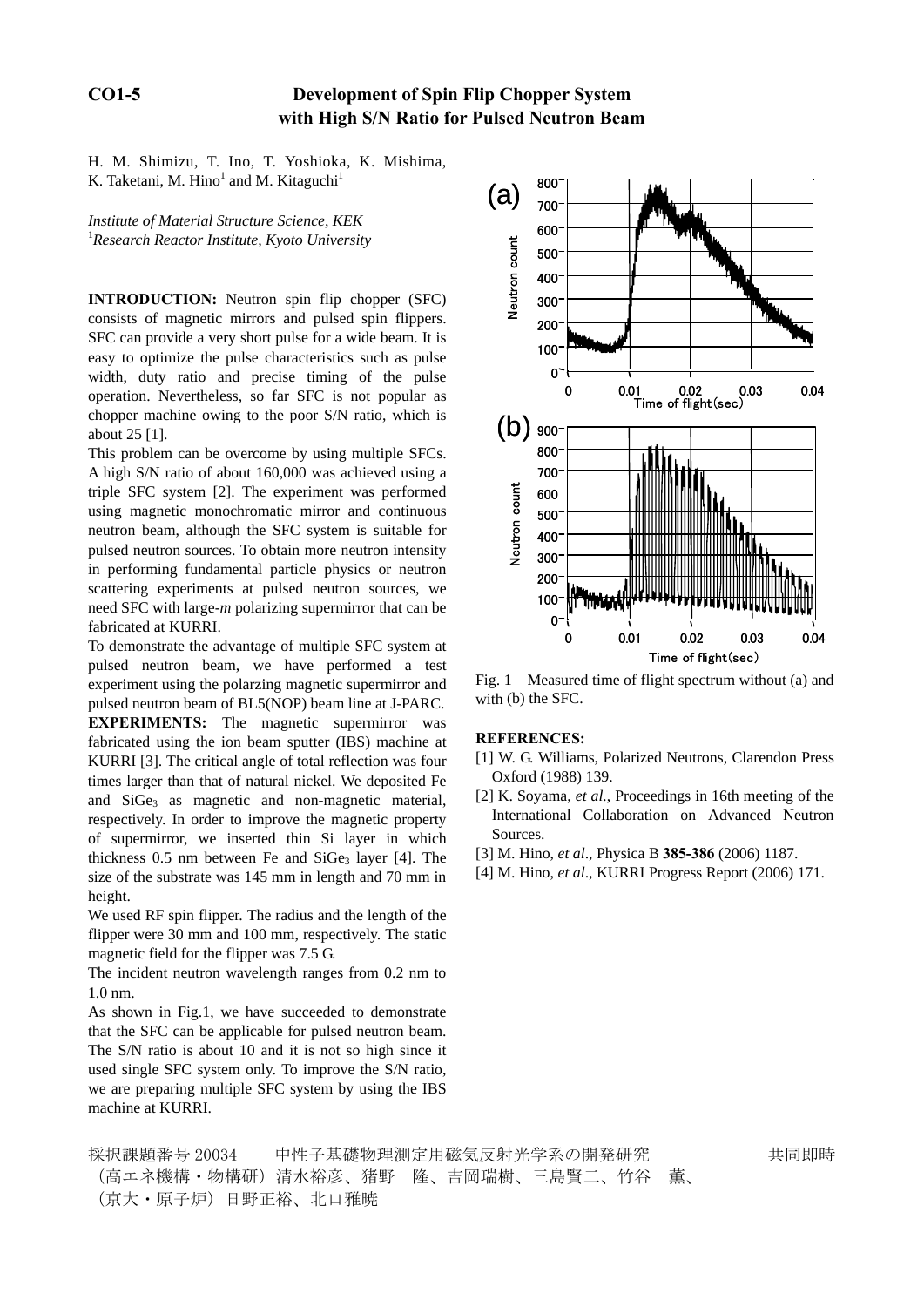# CO1-5 Development of Spin Flip Chopper System with High S/N Ratio for Pulsed Neutron Beam

H. M. Shimizu, T. Ino, T. Yoshioka, K. Mishima, K. Taketani, M. Hino[1] and M. Kitaguchi[1]

*Institute of Material Structure Science, KEK*
[1]*Research Reactor Institute, Kyoto University*

**INTRODUCTION:** Neutron spin flip chopper (SFC) consists of magnetic mirrors and pulsed spin flippers. SFC can provide a very short pulse for a wide beam. It is easy to optimize the pulse characteristics such as pulse width, duty ratio and precise timing of the pulse operation. Nevertheless, so far SFC is not popular as chopper machine owing to the poor S/N ratio, which is about 25 [1].

This problem can be overcome by using multiple SFCs. A high S/N ratio of about 160,000 was achieved using a triple SFC system [2]. The experiment was performed using magnetic monochromatic mirror and continuous neutron beam, although the SFC system is suitable for pulsed neutron sources. To obtain more neutron intensity in performing fundamental particle physics or neutron scattering experiments at pulsed neutron sources, we need SFC with large-*m* polarizing supermirror that can be fabricated at KURRI.

To demonstrate the advantage of multiple SFC system at pulsed neutron beam, we have performed a test experiment using the polarzing magnetic supermirror and pulsed neutron beam of BL5(NOP) beam line at J-PARC.

**EXPERIMENTS:** The magnetic supermirror was fabricated using the ion beam sputter (IBS) machine at KURRI [3]. The critical angle of total reflection was four times larger than that of natural nickel. We deposited Fe and $SiGe_3$ as magnetic and non-magnetic material, respectively. In order to improve the magnetic property of supermirror, we inserted thin Si layer in which thickness 0.5 nm between Fe and $SiGe_3$ layer [4]. The size of the substrate was 145 mm in length and 70 mm in height.

We used RF spin flipper. The radius and the length of the flipper were 30 mm and 100 mm, respectively. The static magnetic field for the flipper was 7.5 G.

The incident neutron wavelength ranges from 0.2 nm to 1.0 nm.

As shown in Fig.1, we have succeeded to demonstrate that the SFC can be applicable for pulsed neutron beam. The S/N ratio is about 10 and it is not so high since it used single SFC system only. To improve the S/N ratio, we are preparing multiple SFC system by using the IBS machine at KURRI.

(a)
Neutron count
800
700
600
500
400
300
200
100
0
0 0.01 0.02 0.03 0.04
Time of flight (sec)

(b)
Neutron count
900
800
700
600
500
400
300
200
100
0
0 0.01 0.02 0.03 0.04
Time of flight (sec)

Fig. 1 Measured time of flight spectrum without (a) and with (b) the SFC.

**REFERENCES:**

[1] W. G. Williams, Polarized Neutrons, Clarendon Press Oxford (1988) 139.

[2] K. Soyama, *et al.*, Proceedings in 16th meeting of the International Collaboration on Advanced Neutron Sources.

[3] M. Hino, *et al*., Physica B **385-386** (2006) 1187.

[4] M. Hino, *et al*., KURRI Progress Report (2006) 171.

採択課題番号 20034　　中性子基礎物理測定用磁気反射光学系の開発研究　　共同即時
（高エネ機構・物構研）清水裕彦、猪野　隆、吉岡瑞樹、三島賢二、竹谷　薫、
（京大・原子炉）日野正裕、北口雅暁